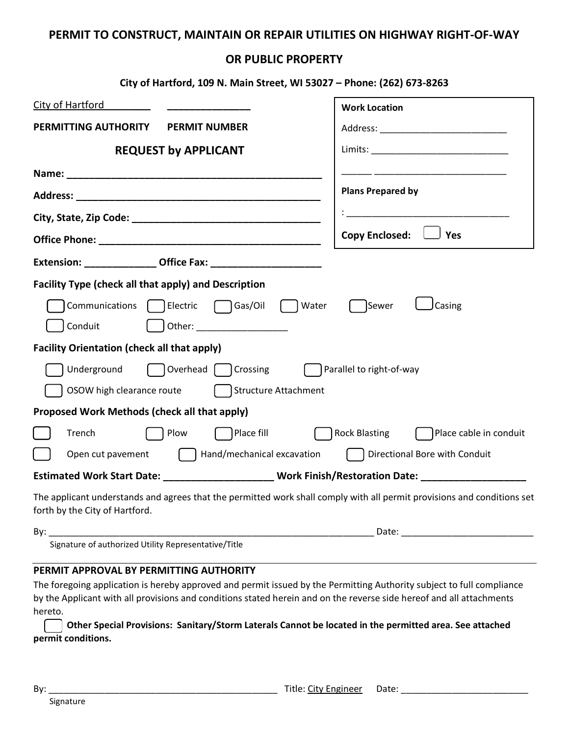# PERMIT TO CONSTRUCT, MAINTAIN OR REPAIR UTILITIES ON HIGHWAY RIGHT-OF-WAY OR PUBLIC PROPERTY

**City of Hartford, 109 N. Main Street, WI 53027 – Phone: (262) 673-8263**

City of Hartford ________ ________________

**PERMITTING AUTHORITY** **PERMIT NUMBER**

## REQUEST by APPLICANT

**Name:** ______________________________________________

**Address:** ____________________________________________

**City, State, Zip Code:** ___________________________________

**Office Phone:** ________________________________________

**Extension:** _____________ **Office Fax:** ____________________

**Work Location**

Address: _________________________

Limits: __________________________

______ __________________________

**Plans Prepared by**

: _______________________________

**Copy Enclosed:** ☐ **Yes**

**Facility Type (check all that apply) and Description**

☐ Communications ☐ Electric ☐ Gas/Oil ☐ Water ☐ Sewer ☐ Casing

☐ Conduit ☐ Other: __________________

**Facility Orientation (check all that apply)**

☐ Underground ☐ Overhead ☐ Crossing ☐ Parallel to right-of-way

☐ OSOW high clearance route ☐ Structure Attachment

**Proposed Work Methods (check all that apply)**

☐ Trench ☐ Plow ☐ Place fill ☐ Rock Blasting ☐ Place cable in conduit

☐ Open cut pavement ☐ Hand/mechanical excavation ☐ Directional Bore with Conduit

**Estimated Work Start Date:** ____________________ **Work Finish/Restoration Date:** ___________________

The applicant understands and agrees that the permitted work shall comply with all permit provisions and conditions set forth by the City of Hartford.

By: __________________________________________________________________ Date: ___________________________

Signature of authorized Utility Representative/Title

---

**PERMIT APPROVAL BY PERMITTING AUTHORITY**

The foregoing application is hereby approved and permit issued by the Permitting Authority subject to full compliance by the Applicant with all provisions and conditions stated herein and on the reverse side hereof and all attachments hereto.

☐ **Other Special Provisions: Sanitary/Storm Laterals Cannot be located in the permitted area. See attached permit conditions.**

By: ______________________________________________ Title: City Engineer Date: _________________________

Signature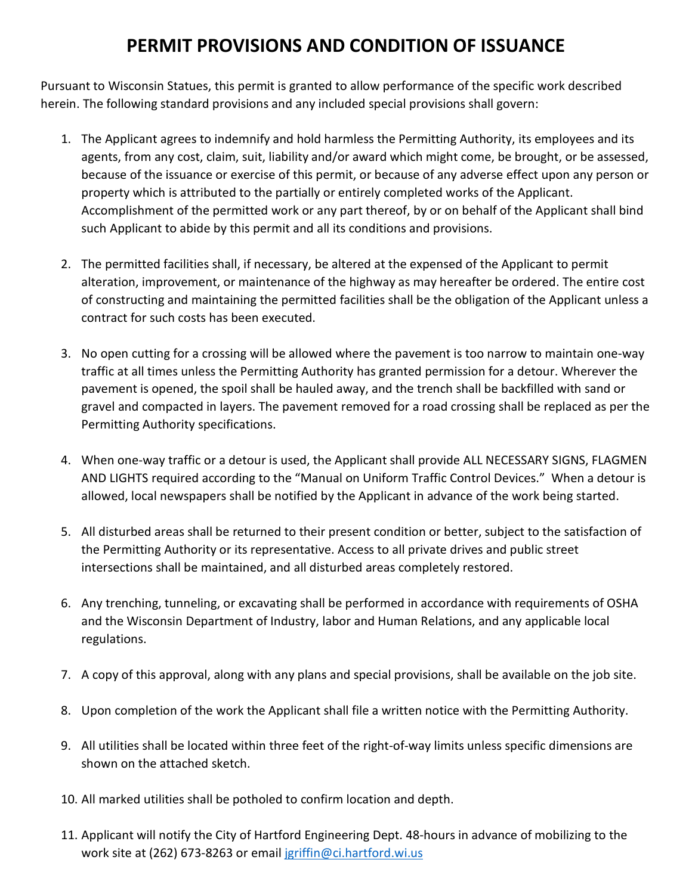# PERMIT PROVISIONS AND CONDITION OF ISSUANCE

Pursuant to Wisconsin Statues, this permit is granted to allow performance of the specific work described herein. The following standard provisions and any included special provisions shall govern:

1. The Applicant agrees to indemnify and hold harmless the Permitting Authority, its employees and its agents, from any cost, claim, suit, liability and/or award which might come, be brought, or be assessed, because of the issuance or exercise of this permit, or because of any adverse effect upon any person or property which is attributed to the partially or entirely completed works of the Applicant. Accomplishment of the permitted work or any part thereof, by or on behalf of the Applicant shall bind such Applicant to abide by this permit and all its conditions and provisions.

2. The permitted facilities shall, if necessary, be altered at the expensed of the Applicant to permit alteration, improvement, or maintenance of the highway as may hereafter be ordered. The entire cost of constructing and maintaining the permitted facilities shall be the obligation of the Applicant unless a contract for such costs has been executed.

3. No open cutting for a crossing will be allowed where the pavement is too narrow to maintain one-way traffic at all times unless the Permitting Authority has granted permission for a detour. Wherever the pavement is opened, the spoil shall be hauled away, and the trench shall be backfilled with sand or gravel and compacted in layers. The pavement removed for a road crossing shall be replaced as per the Permitting Authority specifications.

4. When one-way traffic or a detour is used, the Applicant shall provide ALL NECESSARY SIGNS, FLAGMEN AND LIGHTS required according to the "Manual on Uniform Traffic Control Devices." When a detour is allowed, local newspapers shall be notified by the Applicant in advance of the work being started.

5. All disturbed areas shall be returned to their present condition or better, subject to the satisfaction of the Permitting Authority or its representative. Access to all private drives and public street intersections shall be maintained, and all disturbed areas completely restored.

6. Any trenching, tunneling, or excavating shall be performed in accordance with requirements of OSHA and the Wisconsin Department of Industry, labor and Human Relations, and any applicable local regulations.

7. A copy of this approval, along with any plans and special provisions, shall be available on the job site.

8. Upon completion of the work the Applicant shall file a written notice with the Permitting Authority.

9. All utilities shall be located within three feet of the right-of-way limits unless specific dimensions are shown on the attached sketch.

10. All marked utilities shall be potholed to confirm location and depth.

11. Applicant will notify the City of Hartford Engineering Dept. 48-hours in advance of mobilizing to the work site at (262) 673-8263 or email jgriffin@ci.hartford.wi.us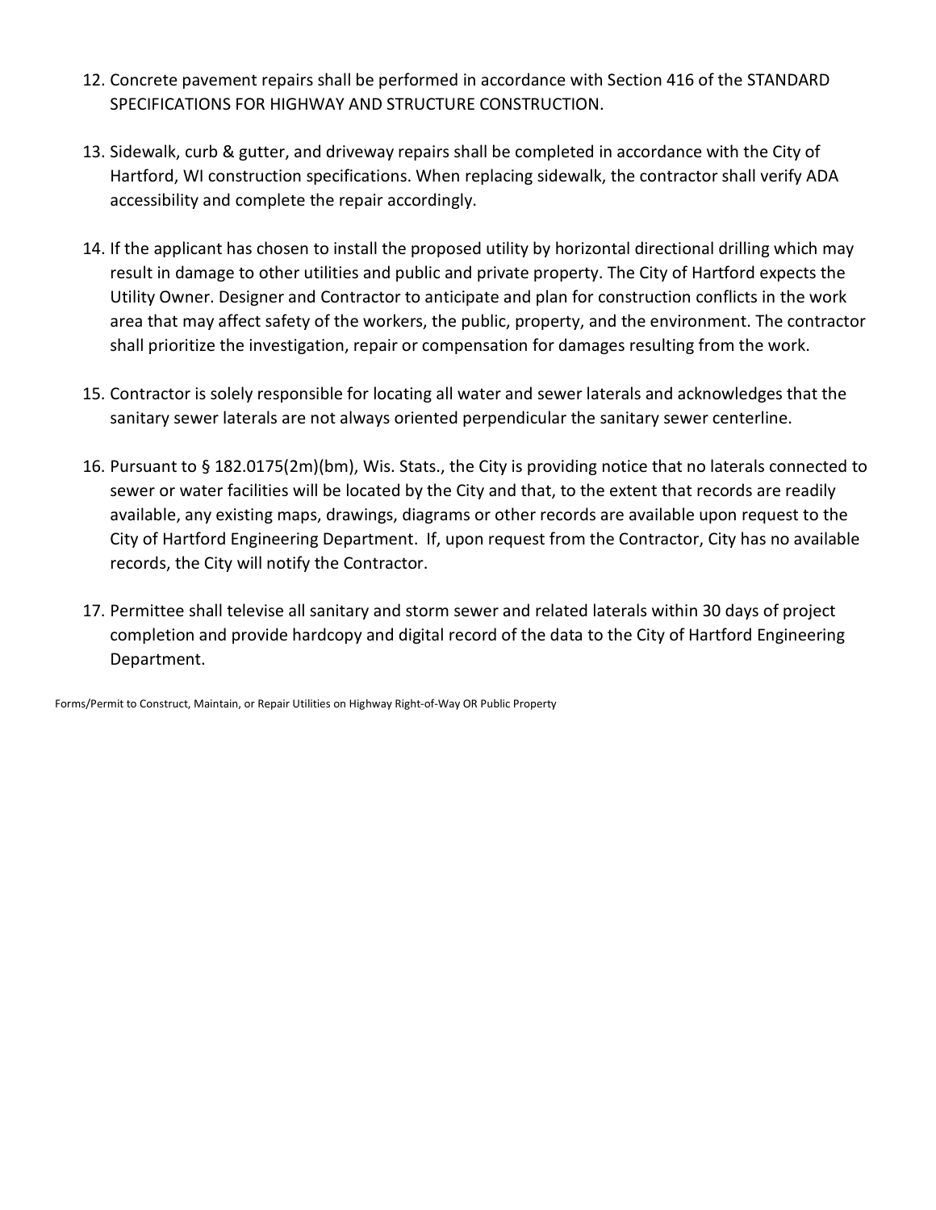12. Concrete pavement repairs shall be performed in accordance with Section 416 of the STANDARD SPECIFICATIONS FOR HIGHWAY AND STRUCTURE CONSTRUCTION.

13. Sidewalk, curb & gutter, and driveway repairs shall be completed in accordance with the City of Hartford, WI construction specifications. When replacing sidewalk, the contractor shall verify ADA accessibility and complete the repair accordingly.

14. If the applicant has chosen to install the proposed utility by horizontal directional drilling which may result in damage to other utilities and public and private property. The City of Hartford expects the Utility Owner. Designer and Contractor to anticipate and plan for construction conflicts in the work area that may affect safety of the workers, the public, property, and the environment. The contractor shall prioritize the investigation, repair or compensation for damages resulting from the work.

15. Contractor is solely responsible for locating all water and sewer laterals and acknowledges that the sanitary sewer laterals are not always oriented perpendicular the sanitary sewer centerline.

16. Pursuant to § 182.0175(2m)(bm), Wis. Stats., the City is providing notice that no laterals connected to sewer or water facilities will be located by the City and that, to the extent that records are readily available, any existing maps, drawings, diagrams or other records are available upon request to the City of Hartford Engineering Department. If, upon request from the Contractor, City has no available records, the City will notify the Contractor.

17. Permittee shall televise all sanitary and storm sewer and related laterals within 30 days of project completion and provide hardcopy and digital record of the data to the City of Hartford Engineering Department.

Forms/Permit to Construct, Maintain, or Repair Utilities on Highway Right-of-Way OR Public Property